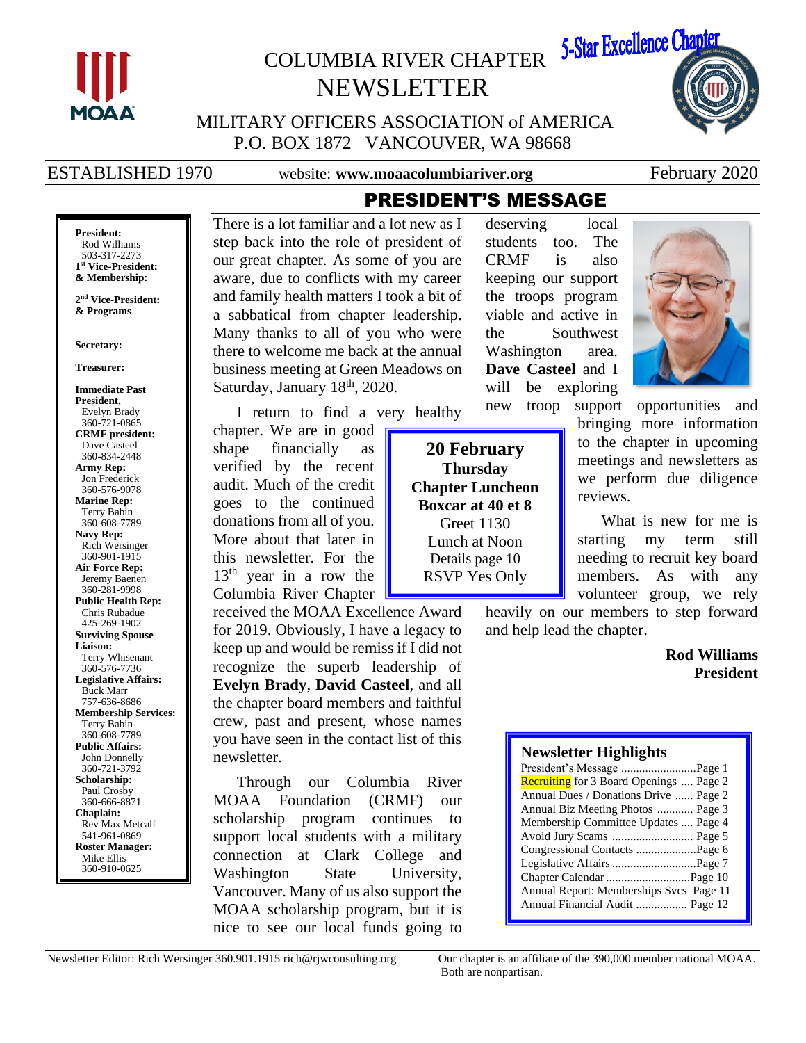# COLUMBIA RIVER CHAPTER NEWSLETTER

5-Star Excellence Chapter

MILITARY OFFICERS ASSOCIATION of AMERICA
P.O. BOX 1872 VANCOUVER, WA 98668

ESTABLISHED 1970 | website: **www.moaacolumbiariver.org** | February 2020

**President:** Rod Williams 503-317-2273
**1st Vice-President: & Membership:**
**2nd Vice-President: & Programs**
**Secretary:**
**Treasurer:**
**Immediate Past President,** Evelyn Brady 360-721-0865
**CRMF president:** Dave Casteel 360-834-2448
**Army Rep:** Jon Frederick 360-576-9078
**Marine Rep:** Terry Babin 360-608-7789
**Navy Rep:** Rich Wersinger 360-901-1915
**Air Force Rep:** Jeremy Baenen 360-281-9998
**Public Health Rep:** Chris Rubadue 425-269-1902
**Surviving Spouse Liaison:** Terry Whisenant 360-576-7736
**Legislative Affairs:** Buck Marr 757-636-8686
**Membership Services:** Terry Babin 360-608-7789
**Public Affairs:** John Donnelly 360-721-3792
**Scholarship:** Paul Crosby 360-666-8871
**Chaplain:** Rev Max Metcalf 541-961-0869
**Roster Manager:** Mike Ellis 360-910-0625

## PRESIDENT'S MESSAGE

There is a lot familiar and a lot new as I step back into the role of president of our great chapter. As some of you are aware, due to conflicts with my career and family health matters I took a bit of a sabbatical from chapter leadership. Many thanks to all of you who were there to welcome me back at the annual business meeting at Green Meadows on Saturday, January 18th, 2020.

I return to find a very healthy chapter. We are in good shape financially as verified by the recent audit. Much of the credit goes to the continued donations from all of you. More about that later in this newsletter. For the 13th year in a row the Columbia River Chapter received the MOAA Excellence Award for 2019. Obviously, I have a legacy to keep up and would be remiss if I did not recognize the superb leadership of **Evelyn Brady**, **David Casteel**, and all the chapter board members and faithful crew, past and present, whose names you have seen in the contact list of this newsletter.

Through our Columbia River MOAA Foundation (CRMF) our scholarship program continues to support local students with a military connection at Clark College and Washington State University, Vancouver. Many of us also support the MOAA scholarship program, but it is nice to see our local funds going to deserving local students too. The CRMF is also keeping our support the troops program viable and active in the Southwest Washington area. **Dave Casteel** and I will be exploring new troop support opportunities and bringing more information to the chapter in upcoming meetings and newsletters as we perform due diligence reviews.

What is new for me is starting my term still needing to recruit key board members. As with any volunteer group, we rely heavily on our members to step forward and help lead the chapter.

**Rod Williams**
**President**

> **20 February**
> **Thursday**
> **Chapter Luncheon**
> **Boxcar at 40 et 8**
> Greet 1130
> Lunch at Noon
> Details page 10
> RSVP Yes Only

### Newsletter Highlights

- President's Message ......................... Page 1
- Recruiting for 3 Board Openings .... Page 2
- Annual Dues / Donations Drive ...... Page 2
- Annual Biz Meeting Photos ............ Page 3
- Membership Committee Updates .... Page 4
- Avoid Jury Scams ........................... Page 5
- Congressional Contacts .................... Page 6
- Legislative Affairs ............................ Page 7
- Chapter Calendar ............................ Page 10
- Annual Report: Memberships Svcs Page 11
- Annual Financial Audit ................. Page 12

Newsletter Editor: Rich Wersinger 360.901.1915 rich@rjwconsulting.org

Our chapter is an affiliate of the 390,000 member national MOAA. Both are nonpartisan.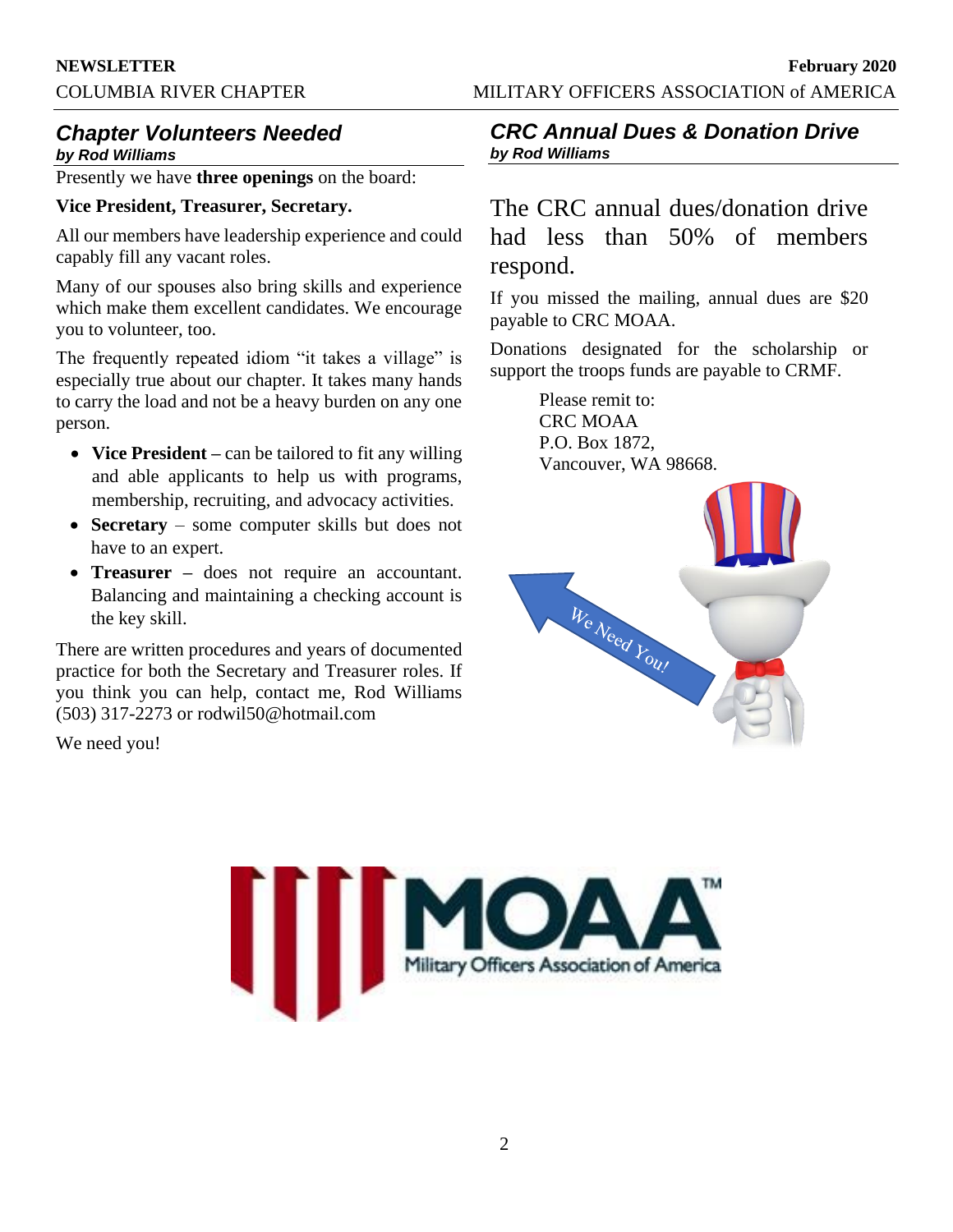## Chapter Volunteers Needed

***by Rod Williams***

Presently we have **three openings** on the board:

**Vice President, Treasurer, Secretary.**

All our members have leadership experience and could capably fill any vacant roles.

Many of our spouses also bring skills and experience which make them excellent candidates. We encourage you to volunteer, too.

The frequently repeated idiom "it takes a village" is especially true about our chapter. It takes many hands to carry the load and not be a heavy burden on any one person.

- **Vice President –** can be tailored to fit any willing and able applicants to help us with programs, membership, recruiting, and advocacy activities.
- **Secretary** – some computer skills but does not have to an expert.
- **Treasurer –** does not require an accountant. Balancing and maintaining a checking account is the key skill.

There are written procedures and years of documented practice for both the Secretary and Treasurer roles. If you think you can help, contact me, Rod Williams (503) 317-2273 or rodwil50@hotmail.com

We need you!

## CRC Annual Dues & Donation Drive

***by Rod Williams***

The CRC annual dues/donation drive had less than 50% of members respond.

If you missed the mailing, annual dues are $20 payable to CRC MOAA.

Donations designated for the scholarship or support the troops funds are payable to CRMF.

Please remit to:
CRC MOAA
P.O. Box 1872,
Vancouver, WA 98668.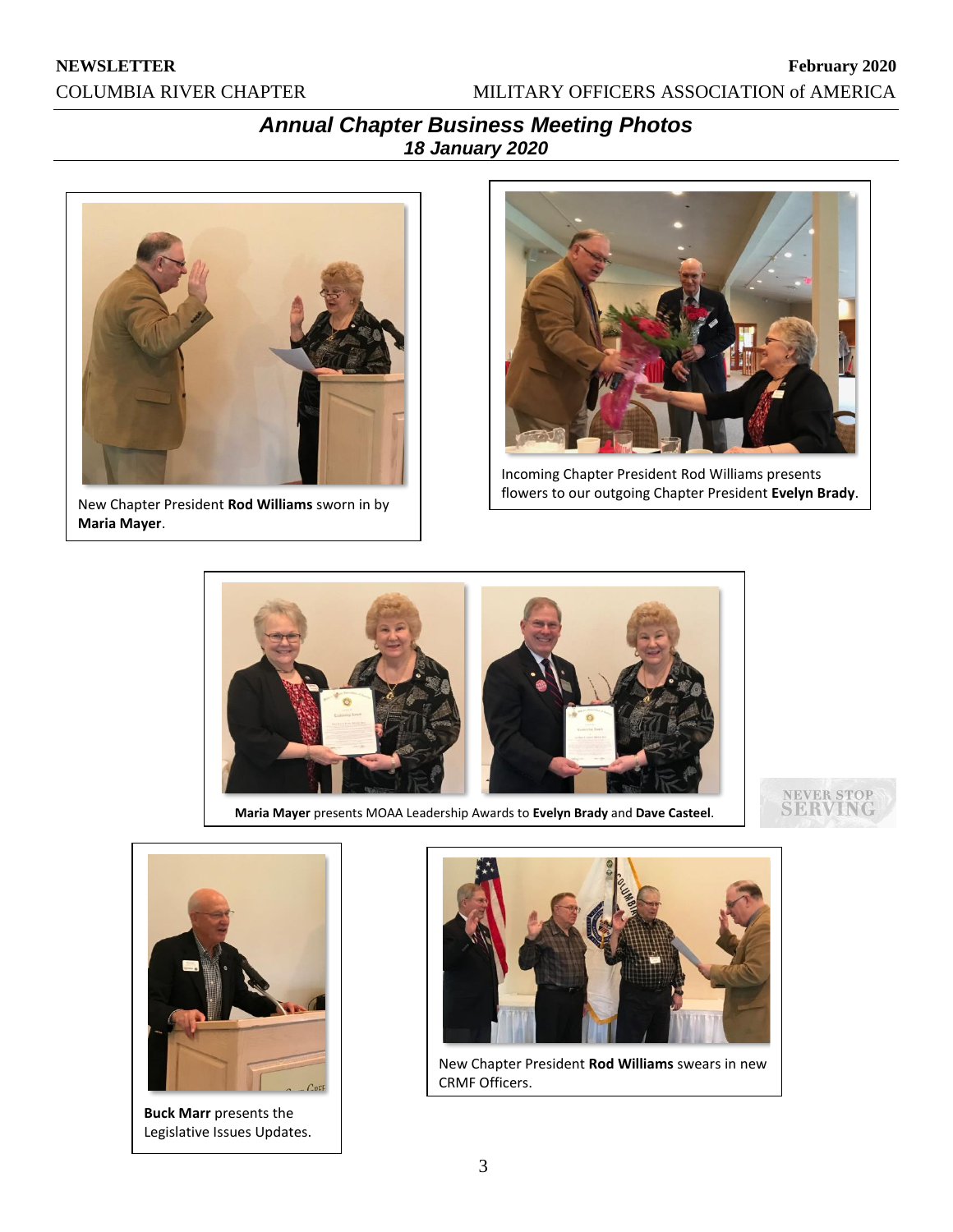## Annual Chapter Business Meeting Photos

### 18 January 2020

New Chapter President **Rod Williams** sworn in by **Maria Mayer**.

Incoming Chapter President Rod Williams presents flowers to our outgoing Chapter President **Evelyn Brady**.

**Maria Mayer** presents MOAA Leadership Awards to **Evelyn Brady** and **Dave Casteel**.

NEVER STOP SERVING

**Buck Marr** presents the Legislative Issues Updates.

New Chapter President **Rod Williams** swears in new CRMF Officers.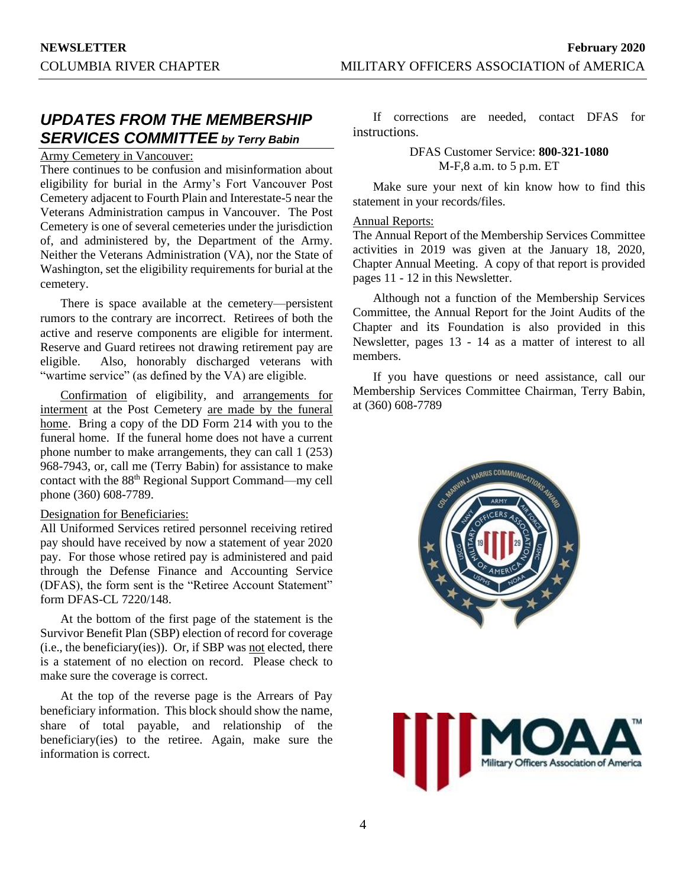## *UPDATES FROM THE MEMBERSHIP SERVICES COMMITTEE by Terry Babin*

Army Cemetery in Vancouver:

There continues to be confusion and misinformation about eligibility for burial in the Army's Fort Vancouver Post Cemetery adjacent to Fourth Plain and Interestate-5 near the Veterans Administration campus in Vancouver. The Post Cemetery is one of several cemeteries under the jurisdiction of, and administered by, the Department of the Army. Neither the Veterans Administration (VA), nor the State of Washington, set the eligibility requirements for burial at the cemetery.

There is space available at the cemetery—persistent rumors to the contrary are incorrect. Retirees of both the active and reserve components are eligible for interment. Reserve and Guard retirees not drawing retirement pay are eligible. Also, honorably discharged veterans with "wartime service" (as defined by the VA) are eligible.

Confirmation of eligibility, and arrangements for interment at the Post Cemetery are made by the funeral home. Bring a copy of the DD Form 214 with you to the funeral home. If the funeral home does not have a current phone number to make arrangements, they can call 1 (253) 968-7943, or, call me (Terry Babin) for assistance to make contact with the 88th Regional Support Command—my cell phone (360) 608-7789.

Designation for Beneficiaries:

All Uniformed Services retired personnel receiving retired pay should have received by now a statement of year 2020 pay. For those whose retired pay is administered and paid through the Defense Finance and Accounting Service (DFAS), the form sent is the "Retiree Account Statement" form DFAS-CL 7220/148.

At the bottom of the first page of the statement is the Survivor Benefit Plan (SBP) election of record for coverage (i.e., the beneficiary(ies)). Or, if SBP was not elected, there is a statement of no election on record. Please check to make sure the coverage is correct.

At the top of the reverse page is the Arrears of Pay beneficiary information. This block should show the name, share of total payable, and relationship of the beneficiary(ies) to the retiree. Again, make sure the information is correct.

If corrections are needed, contact DFAS for instructions.

DFAS Customer Service: **800-321-1080**
M-F,8 a.m. to 5 p.m. ET

Make sure your next of kin know how to find this statement in your records/files.

Annual Reports:

The Annual Report of the Membership Services Committee activities in 2019 was given at the January 18, 2020, Chapter Annual Meeting. A copy of that report is provided pages 11 - 12 in this Newsletter.

Although not a function of the Membership Services Committee, the Annual Report for the Joint Audits of the Chapter and its Foundation is also provided in this Newsletter, pages 13 - 14 as a matter of interest to all members.

If you have questions or need assistance, call our Membership Services Committee Chairman, Terry Babin, at (360) 608-7789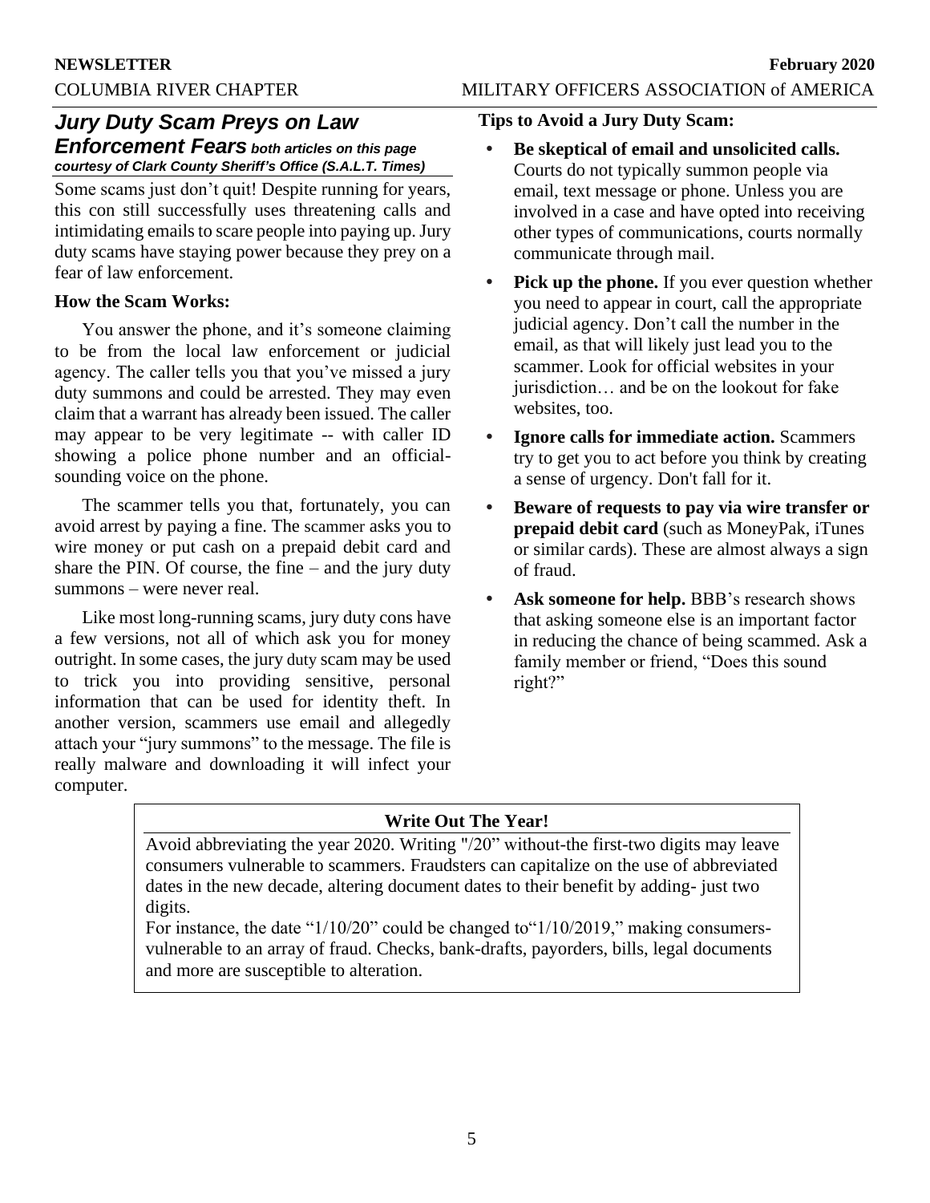## *Jury Duty Scam Preys on Law Enforcement Fears*

***both articles on this page courtesy of Clark County Sheriff's Office (S.A.L.T. Times)***

Some scams just don't quit! Despite running for years, this con still successfully uses threatening calls and intimidating emails to scare people into paying up. Jury duty scams have staying power because they prey on a fear of law enforcement.

### How the Scam Works:

You answer the phone, and it's someone claiming to be from the local law enforcement or judicial agency. The caller tells you that you've missed a jury duty summons and could be arrested. They may even claim that a warrant has already been issued. The caller may appear to be very legitimate -- with caller ID showing a police phone number and an official-sounding voice on the phone.

The scammer tells you that, fortunately, you can avoid arrest by paying a fine. The scammer asks you to wire money or put cash on a prepaid debit card and share the PIN. Of course, the fine – and the jury duty summons – were never real.

Like most long-running scams, jury duty cons have a few versions, not all of which ask you for money outright. In some cases, the jury duty scam may be used to trick you into providing sensitive, personal information that can be used for identity theft. In another version, scammers use email and allegedly attach your "jury summons" to the message. The file is really malware and downloading it will infect your computer.

### Tips to Avoid a Jury Duty Scam:

- **Be skeptical of email and unsolicited calls.** Courts do not typically summon people via email, text message or phone. Unless you are involved in a case and have opted into receiving other types of communications, courts normally communicate through mail.
- **Pick up the phone.** If you ever question whether you need to appear in court, call the appropriate judicial agency. Don't call the number in the email, as that will likely just lead you to the scammer. Look for official websites in your jurisdiction… and be on the lookout for fake websites, too.
- **Ignore calls for immediate action.** Scammers try to get you to act before you think by creating a sense of urgency. Don't fall for it.
- **Beware of requests to pay via wire transfer or prepaid debit card** (such as MoneyPak, iTunes or similar cards). These are almost always a sign of fraud.
- **Ask someone for help.** BBB's research shows that asking someone else is an important factor in reducing the chance of being scammed. Ask a family member or friend, "Does this sound right?"

---

### Write Out The Year!

Avoid abbreviating the year 2020. Writing "/20" without-the first-two digits may leave consumers vulnerable to scammers. Fraudsters can capitalize on the use of abbreviated dates in the new decade, altering document dates to their benefit by adding- just two digits.

For instance, the date "1/10/20" could be changed to"1/10/2019," making consumers-vulnerable to an array of fraud. Checks, bank-drafts, payorders, bills, legal documents and more are susceptible to alteration.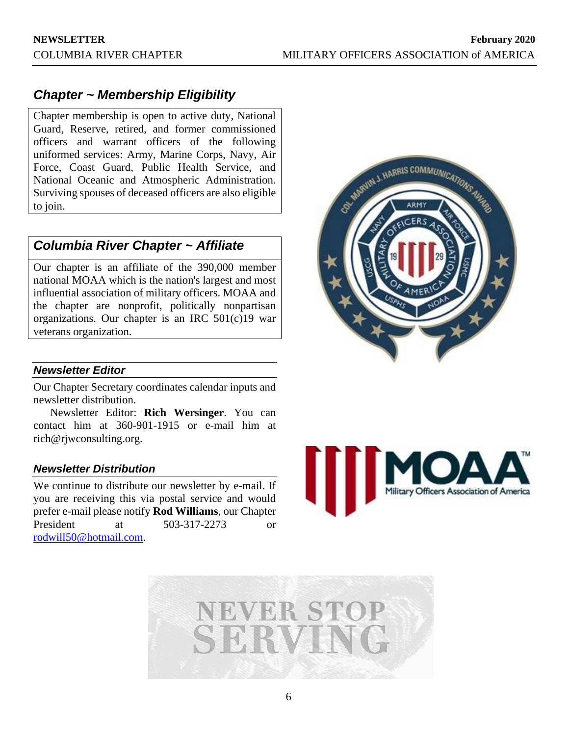## *Chapter ~ Membership Eligibility*

Chapter membership is open to active duty, National Guard, Reserve, retired, and former commissioned officers and warrant officers of the following uniformed services: Army, Marine Corps, Navy, Air Force, Coast Guard, Public Health Service, and National Oceanic and Atmospheric Administration. Surviving spouses of deceased officers are also eligible to join.

## *Columbia River Chapter ~ Affiliate*

Our chapter is an affiliate of the 390,000 member national MOAA which is the nation's largest and most influential association of military officers. MOAA and the chapter are nonprofit, politically nonpartisan organizations. Our chapter is an IRC 501(c)19 war veterans organization.

### *Newsletter Editor*

Our Chapter Secretary coordinates calendar inputs and newsletter distribution.

Newsletter Editor: **Rich Wersinger**. You can contact him at 360-901-1915 or e-mail him at rich@rjwconsulting.org.

### *Newsletter Distribution*

We continue to distribute our newsletter by e-mail. If you are receiving this via postal service and would prefer e-mail please notify **Rod Williams**, our Chapter President at 503-317-2273 or rodwill50@hotmail.com.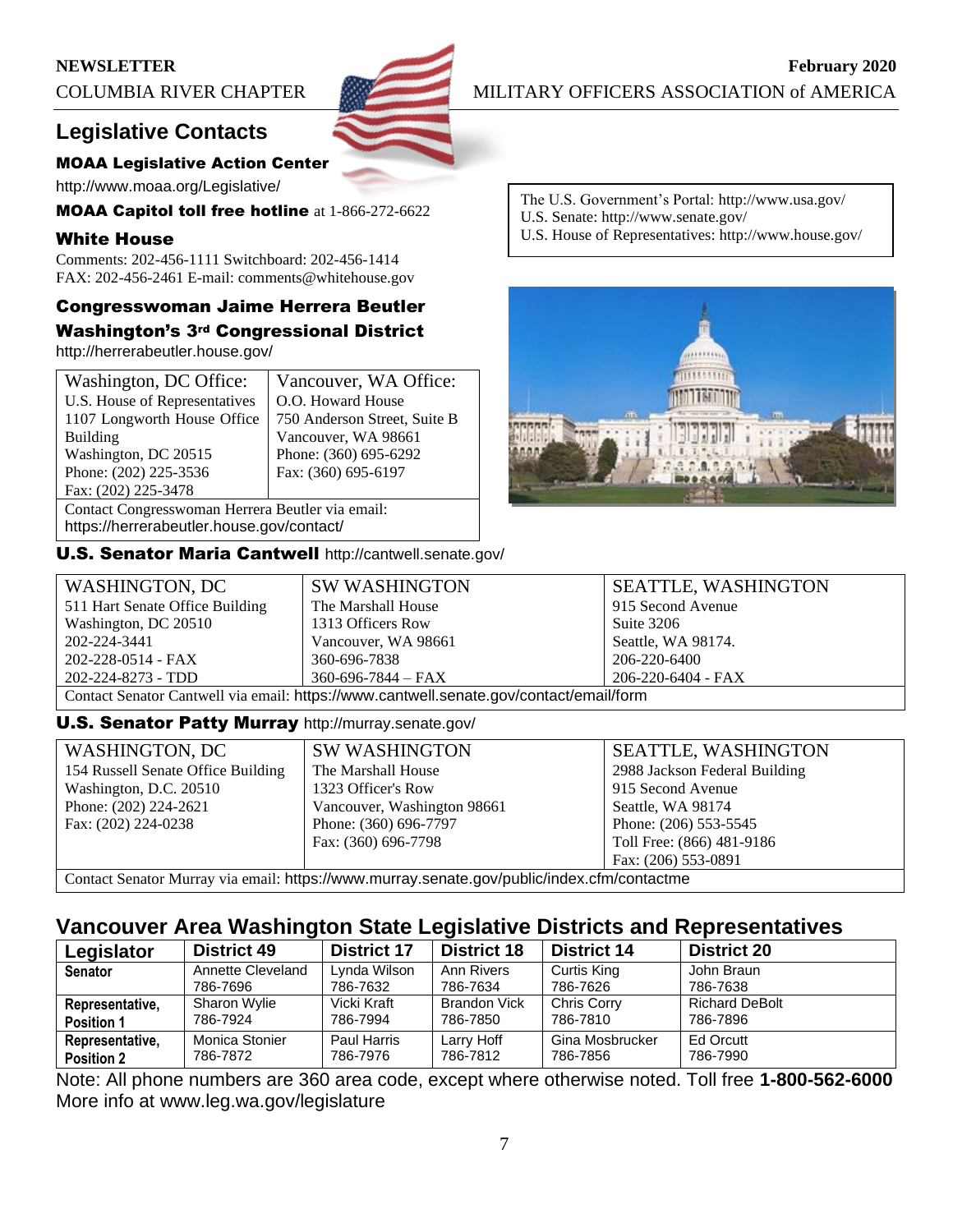## Legislative Contacts

### MOAA Legislative Action Center

http://www.moaa.org/Legislative/

**MOAA Capitol toll free hotline** at 1-866-272-6622

### White House

Comments: 202-456-1111 Switchboard: 202-456-1414
FAX: 202-456-2461 E-mail: comments@whitehouse.gov

The U.S. Government's Portal: http://www.usa.gov/
U.S. Senate: http://www.senate.gov/
U.S. House of Representatives: http://www.house.gov/

### Congresswoman Jaime Herrera Beutler
### Washington's 3rd Congressional District

http://herrerabeutler.house.gov/

| Washington, DC Office: | Vancouver, WA Office: |
|---|---|
| U.S. House of Representatives<br>1107 Longworth House Office Building<br>Washington, DC 20515<br>Phone: (202) 225-3536<br>Fax: (202) 225-3478 | O.O. Howard House<br>750 Anderson Street, Suite B<br>Vancouver, WA 98661<br>Phone: (360) 695-6292<br>Fax: (360) 695-6197 |
| Contact Congresswoman Herrera Beutler via email: https://herrerabeutler.house.gov/contact/ | |

### U.S. Senator Maria Cantwell http://cantwell.senate.gov/

| WASHINGTON, DC | SW WASHINGTON | SEATTLE, WASHINGTON |
|---|---|---|
| 511 Hart Senate Office Building<br>Washington, DC 20510<br>202-224-3441<br>202-228-0514 - FAX<br>202-224-8273 - TDD | The Marshall House<br>1313 Officers Row<br>Vancouver, WA 98661<br>360-696-7838<br>360-696-7844 – FAX | 915 Second Avenue<br>Suite 3206<br>Seattle, WA 98174.<br>206-220-6400<br>206-220-6404 - FAX |
| Contact Senator Cantwell via email: https://www.cantwell.senate.gov/contact/email/form | | |

### U.S. Senator Patty Murray http://murray.senate.gov/

| WASHINGTON, DC | SW WASHINGTON | SEATTLE, WASHINGTON |
|---|---|---|
| 154 Russell Senate Office Building<br>Washington, D.C. 20510<br>Phone: (202) 224-2621<br>Fax: (202) 224-0238 | The Marshall House<br>1323 Officer's Row<br>Vancouver, Washington 98661<br>Phone: (360) 696-7797<br>Fax: (360) 696-7798 | 2988 Jackson Federal Building<br>915 Second Avenue<br>Seattle, WA 98174<br>Phone: (206) 553-5545<br>Toll Free: (866) 481-9186<br>Fax: (206) 553-0891 |
| Contact Senator Murray via email: https://www.murray.senate.gov/public/index.cfm/contactme | | |

## Vancouver Area Washington State Legislative Districts and Representatives

| Legislator | District 49 | District 17 | District 18 | District 14 | District 20 |
|---|---|---|---|---|---|
| **Senator** | Annette Cleveland<br>786-7696 | Lynda Wilson<br>786-7632 | Ann Rivers<br>786-7634 | Curtis King<br>786-7626 | John Braun<br>786-7638 |
| **Representative, Position 1** | Sharon Wylie<br>786-7924 | Vicki Kraft<br>786-7994 | Brandon Vick<br>786-7850 | Chris Corry<br>786-7810 | Richard DeBolt<br>786-7896 |
| **Representative, Position 2** | Monica Stonier<br>786-7872 | Paul Harris<br>786-7976 | Larry Hoff<br>786-7812 | Gina Mosbrucker<br>786-7856 | Ed Orcutt<br>786-7990 |

Note: All phone numbers are 360 area code, except where otherwise noted. Toll free **1-800-562-6000**
More info at www.leg.wa.gov/legislature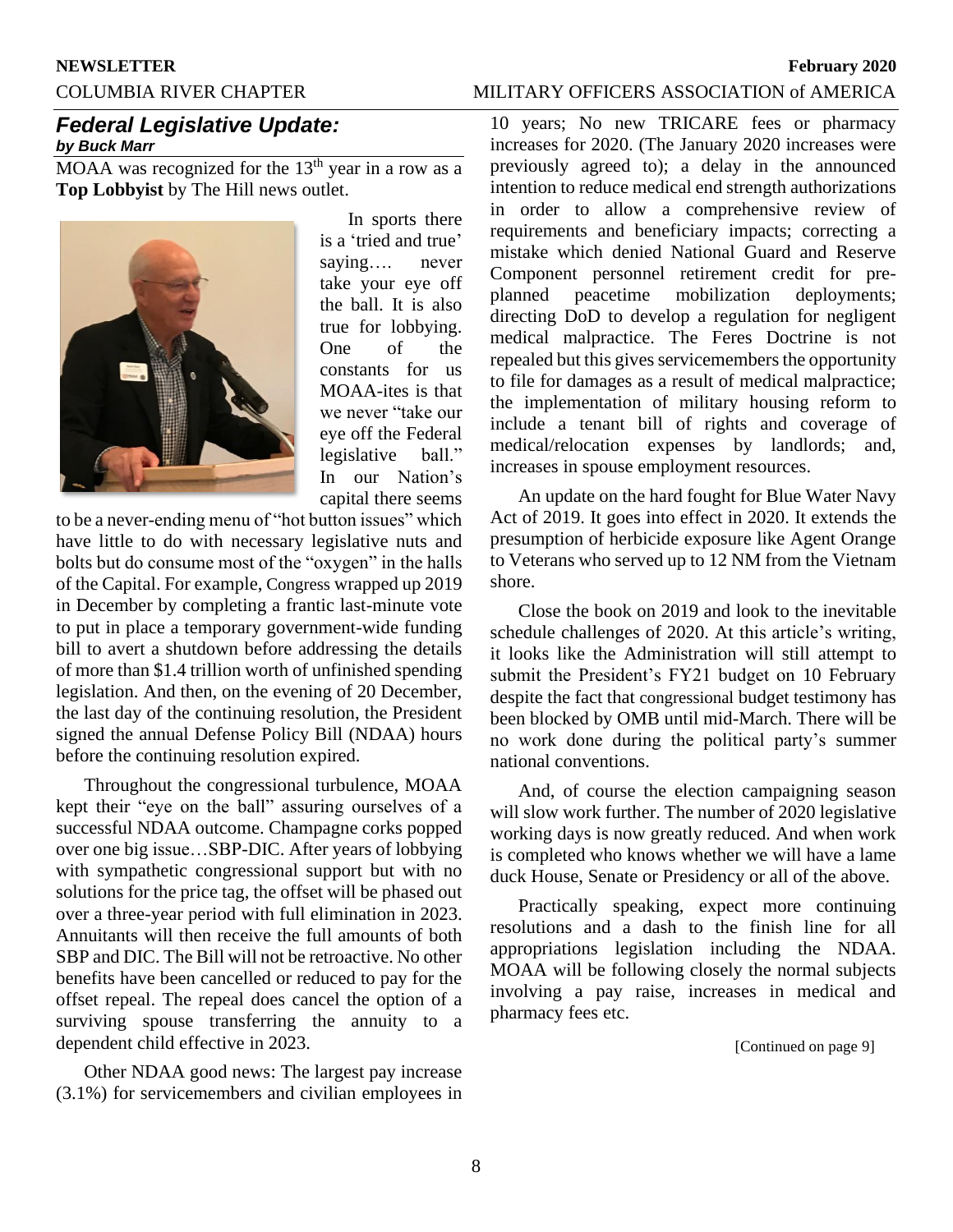## *Federal Legislative Update:*

***by Buck Marr***

MOAA was recognized for the 13th year in a row as a **Top Lobbyist** by The Hill news outlet.

In sports there is a 'tried and true' saying…. never take your eye off the ball. It is also true for lobbying. One of the constants for us MOAA-ites is that we never "take our eye off the Federal legislative ball." In our Nation's capital there seems to be a never-ending menu of "hot button issues" which have little to do with necessary legislative nuts and bolts but do consume most of the "oxygen" in the halls of the Capital. For example, Congress wrapped up 2019 in December by completing a frantic last-minute vote to put in place a temporary government-wide funding bill to avert a shutdown before addressing the details of more than $1.4 trillion worth of unfinished spending legislation. And then, on the evening of 20 December, the last day of the continuing resolution, the President signed the annual Defense Policy Bill (NDAA) hours before the continuing resolution expired.

Throughout the congressional turbulence, MOAA kept their "eye on the ball" assuring ourselves of a successful NDAA outcome. Champagne corks popped over one big issue…SBP-DIC. After years of lobbying with sympathetic congressional support but with no solutions for the price tag, the offset will be phased out over a three-year period with full elimination in 2023. Annuitants will then receive the full amounts of both SBP and DIC. The Bill will not be retroactive. No other benefits have been cancelled or reduced to pay for the offset repeal. The repeal does cancel the option of a surviving spouse transferring the annuity to a dependent child effective in 2023.

Other NDAA good news: The largest pay increase (3.1%) for servicemembers and civilian employees in 10 years; No new TRICARE fees or pharmacy increases for 2020. (The January 2020 increases were previously agreed to); a delay in the announced intention to reduce medical end strength authorizations in order to allow a comprehensive review of requirements and beneficiary impacts; correcting a mistake which denied National Guard and Reserve Component personnel retirement credit for pre-planned peacetime mobilization deployments; directing DoD to develop a regulation for negligent medical malpractice. The Feres Doctrine is not repealed but this gives servicemembers the opportunity to file for damages as a result of medical malpractice; the implementation of military housing reform to include a tenant bill of rights and coverage of medical/relocation expenses by landlords; and, increases in spouse employment resources.

An update on the hard fought for Blue Water Navy Act of 2019. It goes into effect in 2020. It extends the presumption of herbicide exposure like Agent Orange to Veterans who served up to 12 NM from the Vietnam shore.

Close the book on 2019 and look to the inevitable schedule challenges of 2020. At this article's writing, it looks like the Administration will still attempt to submit the President's FY21 budget on 10 February despite the fact that congressional budget testimony has been blocked by OMB until mid-March. There will be no work done during the political party's summer national conventions.

And, of course the election campaigning season will slow work further. The number of 2020 legislative working days is now greatly reduced. And when work is completed who knows whether we will have a lame duck House, Senate or Presidency or all of the above.

Practically speaking, expect more continuing resolutions and a dash to the finish line for all appropriations legislation including the NDAA. MOAA will be following closely the normal subjects involving a pay raise, increases in medical and pharmacy fees etc.

[Continued on page 9]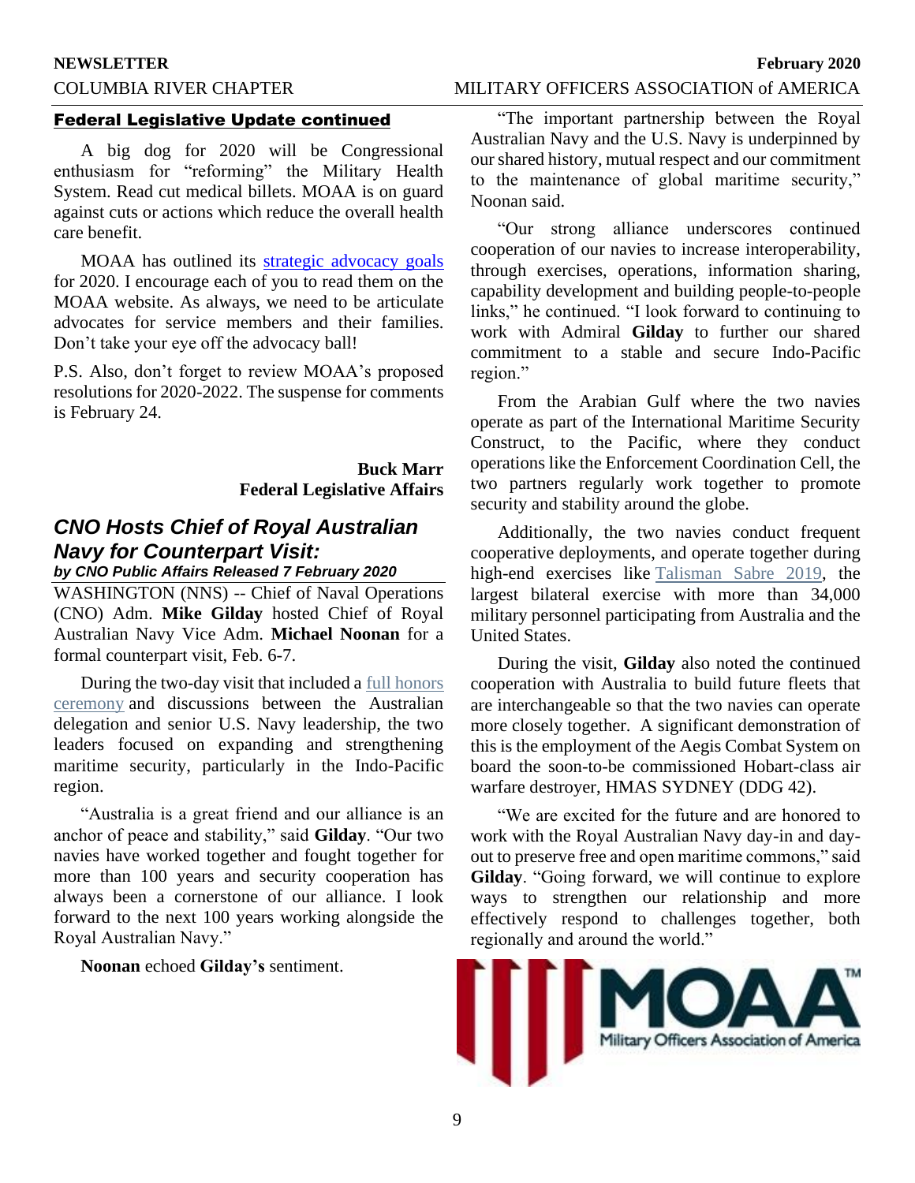## Federal Legislative Update continued

A big dog for 2020 will be Congressional enthusiasm for "reforming" the Military Health System. Read cut medical billets. MOAA is on guard against cuts or actions which reduce the overall health care benefit.

MOAA has outlined its strategic advocacy goals for 2020. I encourage each of you to read them on the MOAA website. As always, we need to be articulate advocates for service members and their families. Don't take your eye off the advocacy ball!

P.S. Also, don't forget to review MOAA's proposed resolutions for 2020-2022. The suspense for comments is February 24.

**Buck Marr**
**Federal Legislative Affairs**

## *CNO Hosts Chief of Royal Australian Navy for Counterpart Visit:*

***by CNO Public Affairs Released 7 February 2020***

WASHINGTON (NNS) -- Chief of Naval Operations (CNO) Adm. **Mike Gilday** hosted Chief of Royal Australian Navy Vice Adm. **Michael Noonan** for a formal counterpart visit, Feb. 6-7.

During the two-day visit that included a full honors ceremony and discussions between the Australian delegation and senior U.S. Navy leadership, the two leaders focused on expanding and strengthening maritime security, particularly in the Indo-Pacific region.

"Australia is a great friend and our alliance is an anchor of peace and stability," said **Gilday**. "Our two navies have worked together and fought together for more than 100 years and security cooperation has always been a cornerstone of our alliance. I look forward to the next 100 years working alongside the Royal Australian Navy."

**Noonan** echoed **Gilday's** sentiment.

"The important partnership between the Royal Australian Navy and the U.S. Navy is underpinned by our shared history, mutual respect and our commitment to the maintenance of global maritime security," Noonan said.

"Our strong alliance underscores continued cooperation of our navies to increase interoperability, through exercises, operations, information sharing, capability development and building people-to-people links," he continued. "I look forward to continuing to work with Admiral **Gilday** to further our shared commitment to a stable and secure Indo-Pacific region."

From the Arabian Gulf where the two navies operate as part of the International Maritime Security Construct, to the Pacific, where they conduct operations like the Enforcement Coordination Cell, the two partners regularly work together to promote security and stability around the globe.

Additionally, the two navies conduct frequent cooperative deployments, and operate together during high-end exercises like Talisman Sabre 2019, the largest bilateral exercise with more than 34,000 military personnel participating from Australia and the United States.

During the visit, **Gilday** also noted the continued cooperation with Australia to build future fleets that are interchangeable so that the two navies can operate more closely together. A significant demonstration of this is the employment of the Aegis Combat System on board the soon-to-be commissioned Hobart-class air warfare destroyer, HMAS SYDNEY (DDG 42).

"We are excited for the future and are honored to work with the Royal Australian Navy day-in and day-out to preserve free and open maritime commons," said **Gilday**. "Going forward, we will continue to explore ways to strengthen our relationship and more effectively respond to challenges together, both regionally and around the world."

MOAA™ Military Officers Association of America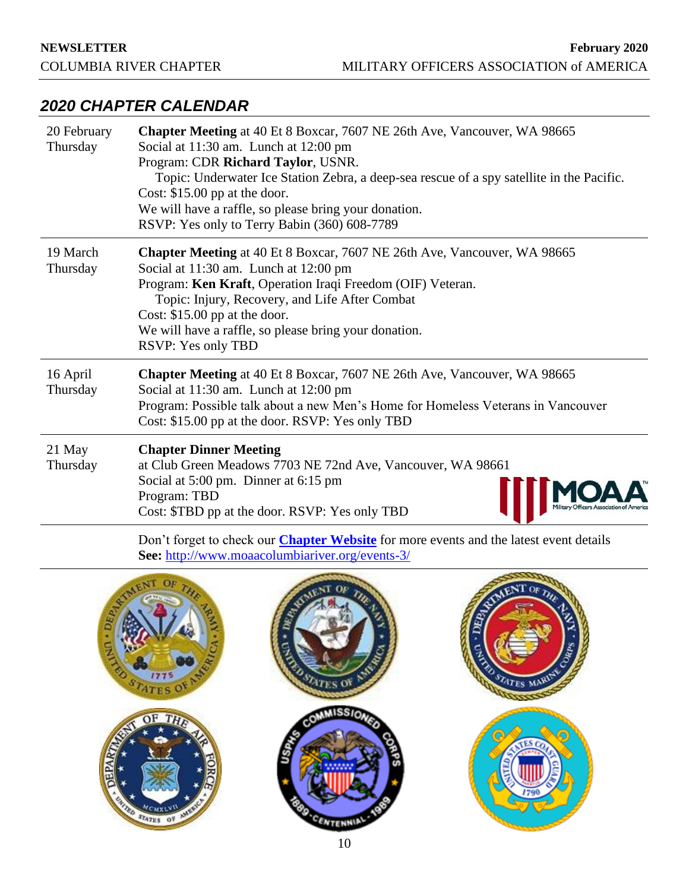## *2020 CHAPTER CALENDAR*

| Date | Event |
|---|---|
| 20 February<br>Thursday | **Chapter Meeting** at 40 Et 8 Boxcar, 7607 NE 26th Ave, Vancouver, WA 98665<br>Social at 11:30 am. Lunch at 12:00 pm<br>Program: CDR **Richard Taylor**, USNR.<br>Topic: Underwater Ice Station Zebra, a deep-sea rescue of a spy satellite in the Pacific.<br>Cost: $15.00 pp at the door.<br>We will have a raffle, so please bring your donation.<br>RSVP: Yes only to Terry Babin (360) 608-7789 |
| 19 March<br>Thursday | **Chapter Meeting** at 40 Et 8 Boxcar, 7607 NE 26th Ave, Vancouver, WA 98665<br>Social at 11:30 am. Lunch at 12:00 pm<br>Program: **Ken Kraft**, Operation Iraqi Freedom (OIF) Veteran.<br>Topic: Injury, Recovery, and Life After Combat<br>Cost: $15.00 pp at the door.<br>We will have a raffle, so please bring your donation.<br>RSVP: Yes only TBD |
| 16 April<br>Thursday | **Chapter Meeting** at 40 Et 8 Boxcar, 7607 NE 26th Ave, Vancouver, WA 98665<br>Social at 11:30 am. Lunch at 12:00 pm<br>Program: Possible talk about a new Men's Home for Homeless Veterans in Vancouver<br>Cost: $15.00 pp at the door. RSVP: Yes only TBD |
| 21 May<br>Thursday | **Chapter Dinner Meeting**<br>at Club Green Meadows 7703 NE 72nd Ave, Vancouver, WA 98661<br>Social at 5:00 pm. Dinner at 6:15 pm<br>Program: TBD<br>Cost: $TBD pp at the door. RSVP: Yes only TBD |

Don't forget to check our **[Chapter Website](http://www.moaacolumbiariver.org/events-3/)** for more events and the latest event details
**See:** http://www.moaacolumbiariver.org/events-3/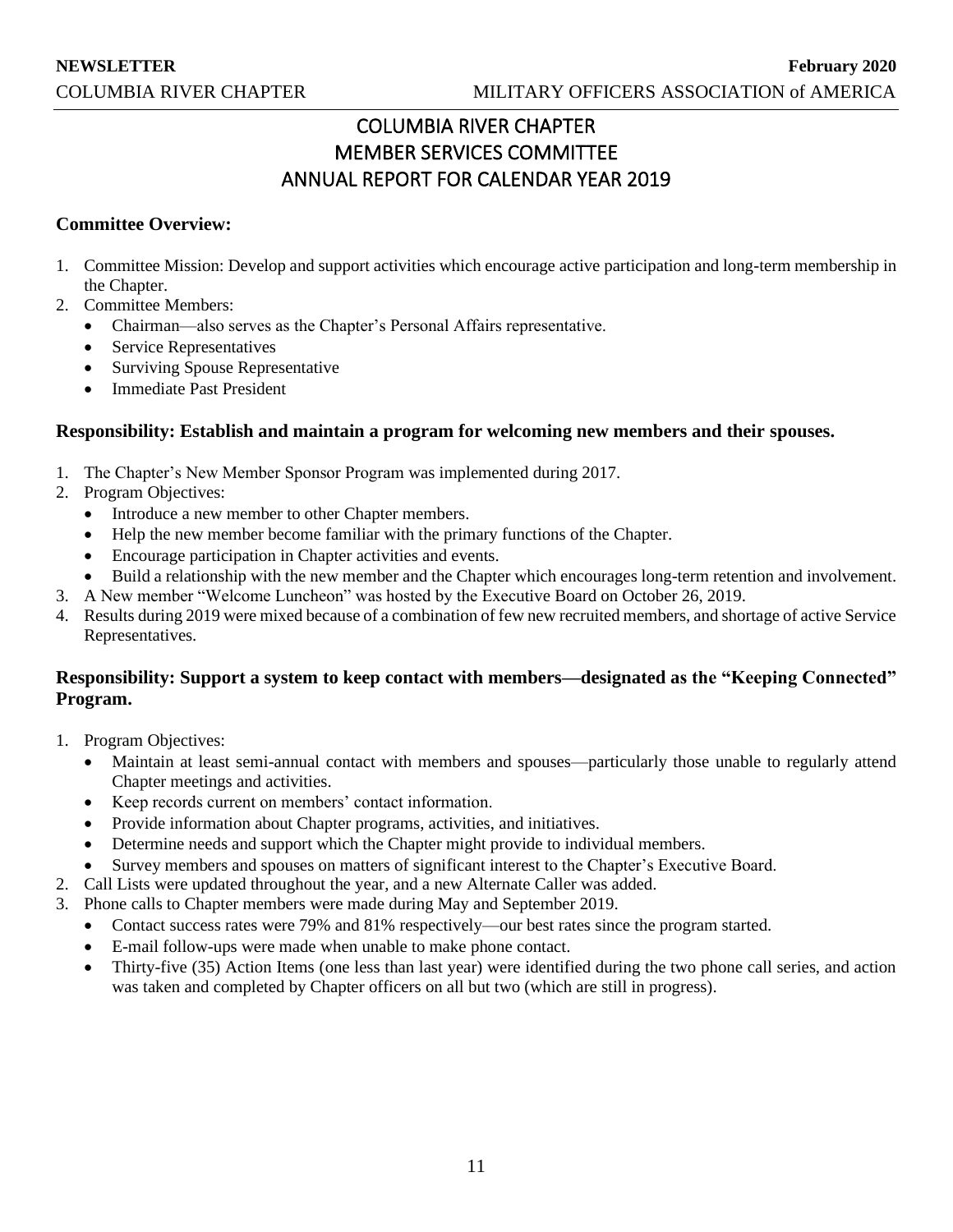# COLUMBIA RIVER CHAPTER
# MEMBER SERVICES COMMITTEE
# ANNUAL REPORT FOR CALENDAR YEAR 2019

### Committee Overview:

1. Committee Mission: Develop and support activities which encourage active participation and long-term membership in the Chapter.
2. Committee Members:
   - Chairman—also serves as the Chapter's Personal Affairs representative.
   - Service Representatives
   - Surviving Spouse Representative
   - Immediate Past President

### Responsibility: Establish and maintain a program for welcoming new members and their spouses.

1. The Chapter's New Member Sponsor Program was implemented during 2017.
2. Program Objectives:
   - Introduce a new member to other Chapter members.
   - Help the new member become familiar with the primary functions of the Chapter.
   - Encourage participation in Chapter activities and events.
   - Build a relationship with the new member and the Chapter which encourages long-term retention and involvement.
3. A New member "Welcome Luncheon" was hosted by the Executive Board on October 26, 2019.
4. Results during 2019 were mixed because of a combination of few new recruited members, and shortage of active Service Representatives.

### Responsibility: Support a system to keep contact with members—designated as the "Keeping Connected" Program.

1. Program Objectives:
   - Maintain at least semi-annual contact with members and spouses—particularly those unable to regularly attend Chapter meetings and activities.
   - Keep records current on members' contact information.
   - Provide information about Chapter programs, activities, and initiatives.
   - Determine needs and support which the Chapter might provide to individual members.
   - Survey members and spouses on matters of significant interest to the Chapter's Executive Board.
2. Call Lists were updated throughout the year, and a new Alternate Caller was added.
3. Phone calls to Chapter members were made during May and September 2019.
   - Contact success rates were 79% and 81% respectively—our best rates since the program started.
   - E-mail follow-ups were made when unable to make phone contact.
   - Thirty-five (35) Action Items (one less than last year) were identified during the two phone call series, and action was taken and completed by Chapter officers on all but two (which are still in progress).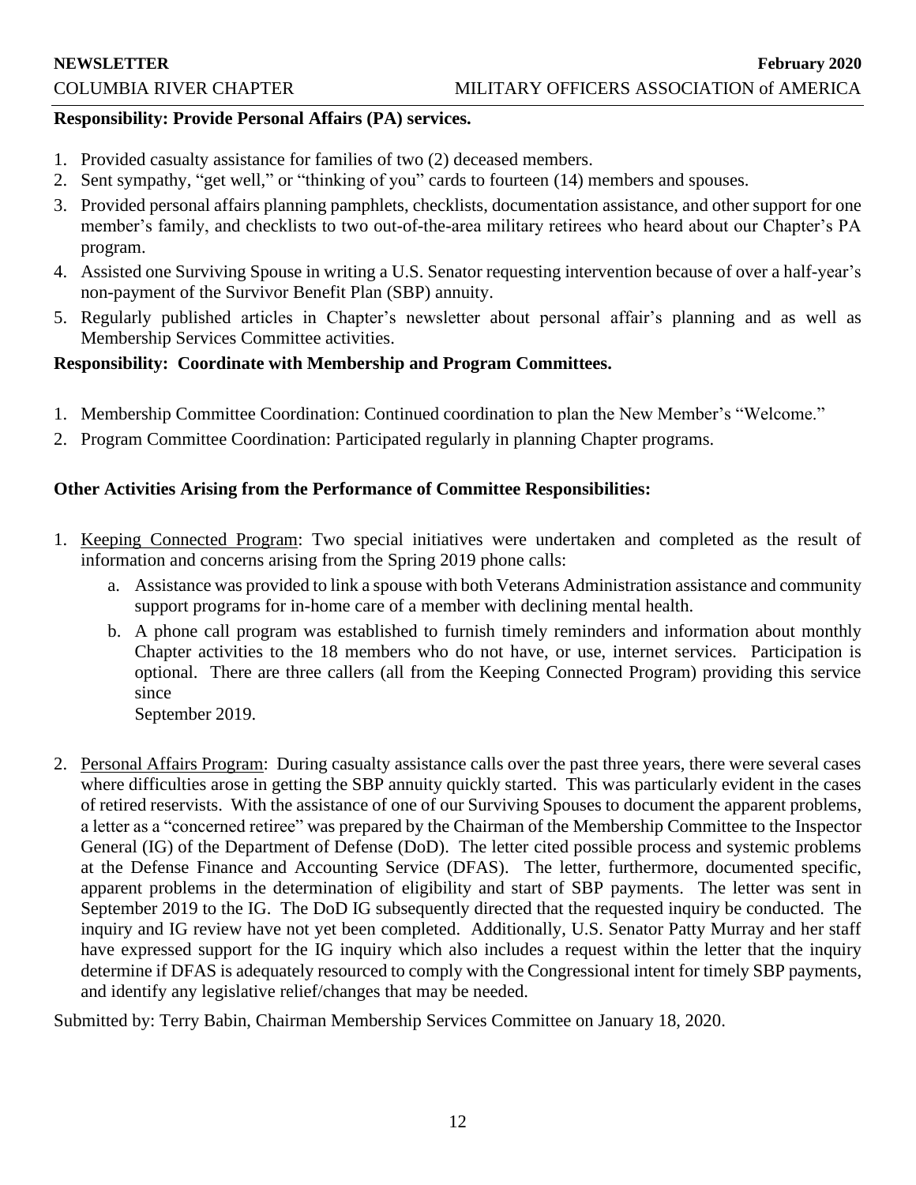**Responsibility: Provide Personal Affairs (PA) services.**

1. Provided casualty assistance for families of two (2) deceased members.
2. Sent sympathy, "get well," or "thinking of you" cards to fourteen (14) members and spouses.
3. Provided personal affairs planning pamphlets, checklists, documentation assistance, and other support for one member's family, and checklists to two out-of-the-area military retirees who heard about our Chapter's PA program.
4. Assisted one Surviving Spouse in writing a U.S. Senator requesting intervention because of over a half-year's non-payment of the Survivor Benefit Plan (SBP) annuity.
5. Regularly published articles in Chapter's newsletter about personal affair's planning and as well as Membership Services Committee activities.

**Responsibility: Coordinate with Membership and Program Committees.**

1. Membership Committee Coordination: Continued coordination to plan the New Member's "Welcome."
2. Program Committee Coordination: Participated regularly in planning Chapter programs.

**Other Activities Arising from the Performance of Committee Responsibilities:**

1. Keeping Connected Program: Two special initiatives were undertaken and completed as the result of information and concerns arising from the Spring 2019 phone calls:
   a. Assistance was provided to link a spouse with both Veterans Administration assistance and community support programs for in-home care of a member with declining mental health.
   b. A phone call program was established to furnish timely reminders and information about monthly Chapter activities to the 18 members who do not have, or use, internet services. Participation is optional. There are three callers (all from the Keeping Connected Program) providing this service since September 2019.

2. Personal Affairs Program: During casualty assistance calls over the past three years, there were several cases where difficulties arose in getting the SBP annuity quickly started. This was particularly evident in the cases of retired reservists. With the assistance of one of our Surviving Spouses to document the apparent problems, a letter as a "concerned retiree" was prepared by the Chairman of the Membership Committee to the Inspector General (IG) of the Department of Defense (DoD). The letter cited possible process and systemic problems at the Defense Finance and Accounting Service (DFAS). The letter, furthermore, documented specific, apparent problems in the determination of eligibility and start of SBP payments. The letter was sent in September 2019 to the IG. The DoD IG subsequently directed that the requested inquiry be conducted. The inquiry and IG review have not yet been completed. Additionally, U.S. Senator Patty Murray and her staff have expressed support for the IG inquiry which also includes a request within the letter that the inquiry determine if DFAS is adequately resourced to comply with the Congressional intent for timely SBP payments, and identify any legislative relief/changes that may be needed.

Submitted by: Terry Babin, Chairman Membership Services Committee on January 18, 2020.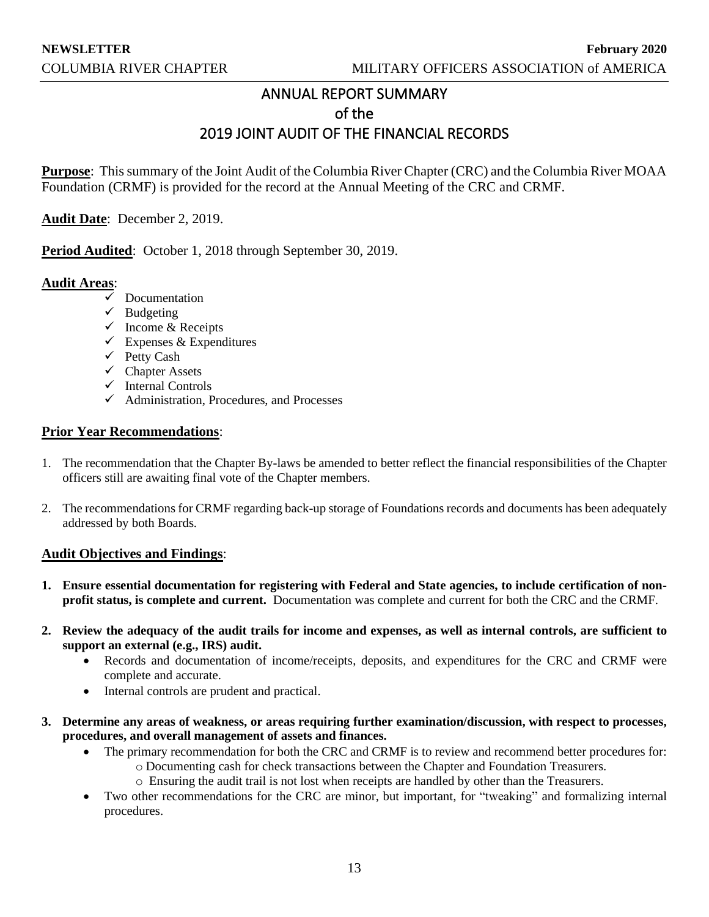# ANNUAL REPORT SUMMARY
# of the
# 2019 JOINT AUDIT OF THE FINANCIAL RECORDS

**Purpose**: This summary of the Joint Audit of the Columbia River Chapter (CRC) and the Columbia River MOAA Foundation (CRMF) is provided for the record at the Annual Meeting of the CRC and CRMF.

**Audit Date**: December 2, 2019.

**Period Audited**: October 1, 2018 through September 30, 2019.

**Audit Areas**:

- ✓ Documentation
- ✓ Budgeting
- ✓ Income & Receipts
- ✓ Expenses & Expenditures
- ✓ Petty Cash
- ✓ Chapter Assets
- ✓ Internal Controls
- ✓ Administration, Procedures, and Processes

**Prior Year Recommendations**:

1. The recommendation that the Chapter By-laws be amended to better reflect the financial responsibilities of the Chapter officers still are awaiting final vote of the Chapter members.
2. The recommendations for CRMF regarding back-up storage of Foundations records and documents has been adequately addressed by both Boards.

**Audit Objectives and Findings**:

1. **Ensure essential documentation for registering with Federal and State agencies, to include certification of non-profit status, is complete and current.** Documentation was complete and current for both the CRC and the CRMF.
2. **Review the adequacy of the audit trails for income and expenses, as well as internal controls, are sufficient to support an external (e.g., IRS) audit.**
   - Records and documentation of income/receipts, deposits, and expenditures for the CRC and CRMF were complete and accurate.
   - Internal controls are prudent and practical.
3. **Determine any areas of weakness, or areas requiring further examination/discussion, with respect to processes, procedures, and overall management of assets and finances.**
   - The primary recommendation for both the CRC and CRMF is to review and recommend better procedures for:
     - Documenting cash for check transactions between the Chapter and Foundation Treasurers.
     - Ensuring the audit trail is not lost when receipts are handled by other than the Treasurers.
   - Two other recommendations for the CRC are minor, but important, for "tweaking" and formalizing internal procedures.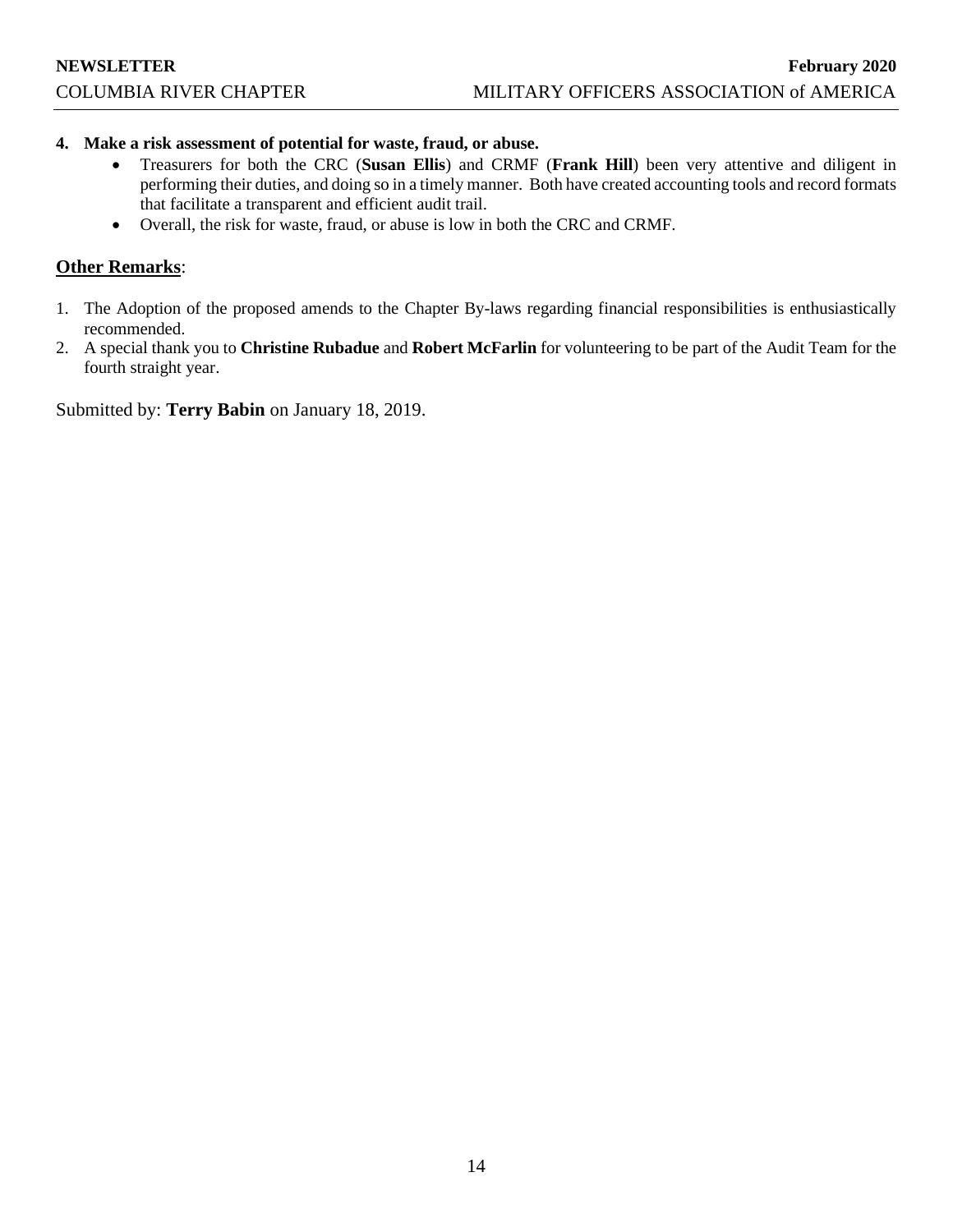**4. Make a risk assessment of potential for waste, fraud, or abuse.**

- Treasurers for both the CRC (**Susan Ellis**) and CRMF (**Frank Hill**) been very attentive and diligent in performing their duties, and doing so in a timely manner. Both have created accounting tools and record formats that facilitate a transparent and efficient audit trail.
- Overall, the risk for waste, fraud, or abuse is low in both the CRC and CRMF.

## **Other Remarks**:

1. The Adoption of the proposed amends to the Chapter By-laws regarding financial responsibilities is enthusiastically recommended.
2. A special thank you to **Christine Rubadue** and **Robert McFarlin** for volunteering to be part of the Audit Team for the fourth straight year.

Submitted by: **Terry Babin** on January 18, 2019.